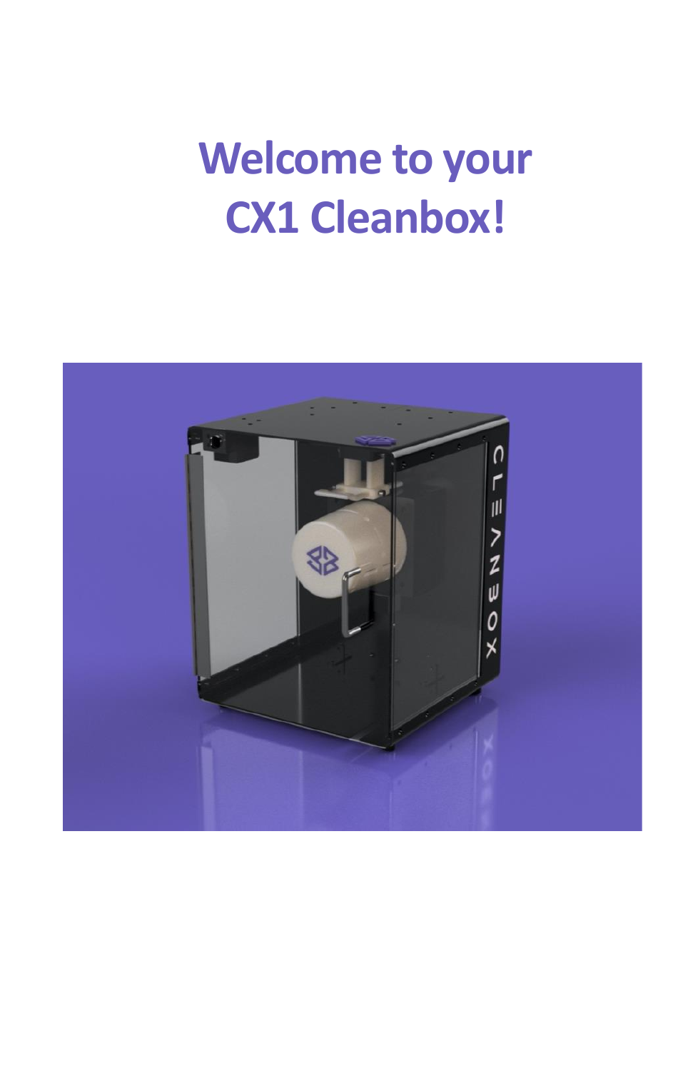# Welcome to your CX1 Cleanbox!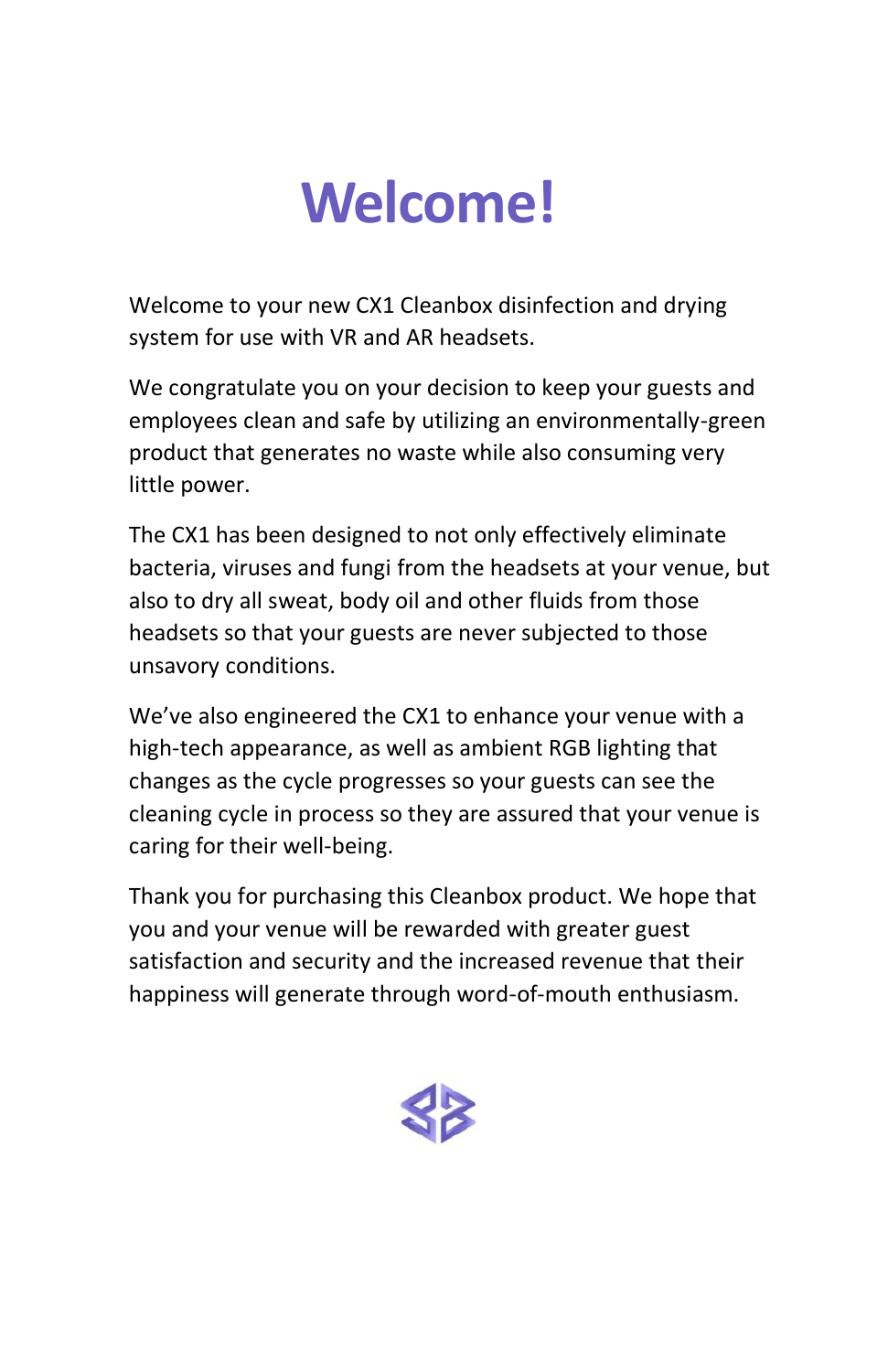# Welcome!

Welcome to your new CX1 Cleanbox disinfection and drying system for use with VR and AR headsets.

We congratulate you on your decision to keep your guests and employees clean and safe by utilizing an environmentally-green product that generates no waste while also consuming very little power.

The CX1 has been designed to not only effectively eliminate bacteria, viruses and fungi from the headsets at your venue, but also to dry all sweat, body oil and other fluids from those headsets so that your guests are never subjected to those unsavory conditions.

We've also engineered the CX1 to enhance your venue with a high-tech appearance, as well as ambient RGB lighting that changes as the cycle progresses so your guests can see the cleaning cycle in process so they are assured that your venue is caring for their well-being.

Thank you for purchasing this Cleanbox product. We hope that you and your venue will be rewarded with greater guest satisfaction and security and the increased revenue that their happiness will generate through word-of-mouth enthusiasm.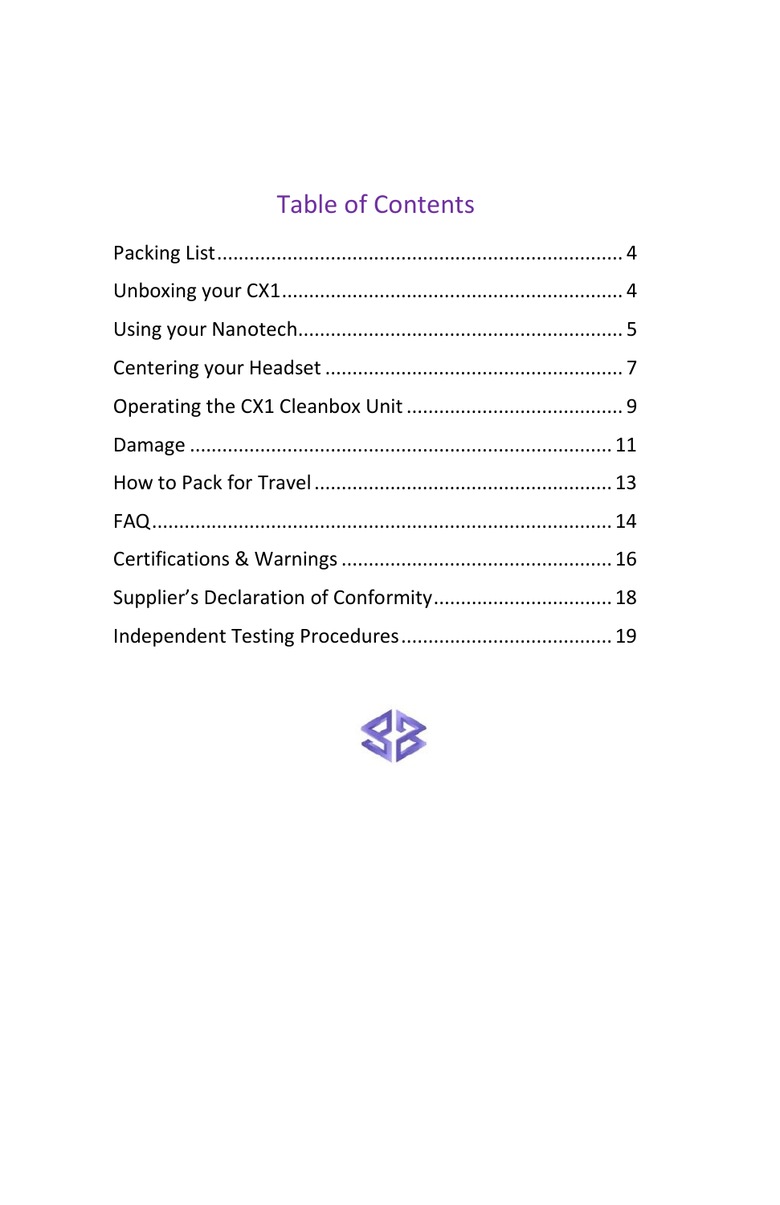# Table of Contents

Packing List .......................................................................... 4

Unboxing your CX1 ............................................................ 4

Using your Nanotech .......................................................... 5

Centering your Headset ...................................................... 7

Operating the CX1 Cleanbox Unit ....................................... 9

Damage ............................................................................ 11

How to Pack for Travel ..................................................... 13

FAQ .................................................................................. 14

Certifications & Warnings ................................................. 16

Supplier's Declaration of Conformity ................................ 18

Independent Testing Procedures ...................................... 19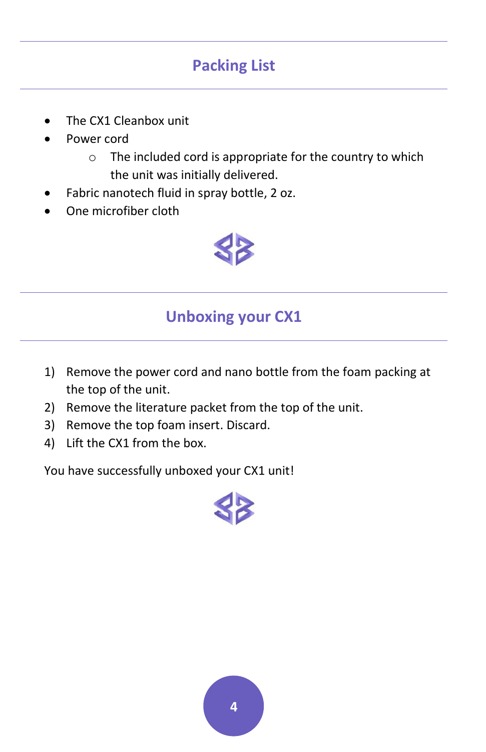## Packing List

- The CX1 Cleanbox unit
- Power cord
    - The included cord is appropriate for the country to which the unit was initially delivered.
- Fabric nanotech fluid in spray bottle, 2 oz.
- One microfiber cloth

## Unboxing your CX1

1) Remove the power cord and nano bottle from the foam packing at the top of the unit.
2) Remove the literature packet from the top of the unit.
3) Remove the top foam insert. Discard.
4) Lift the CX1 from the box.

You have successfully unboxed your CX1 unit!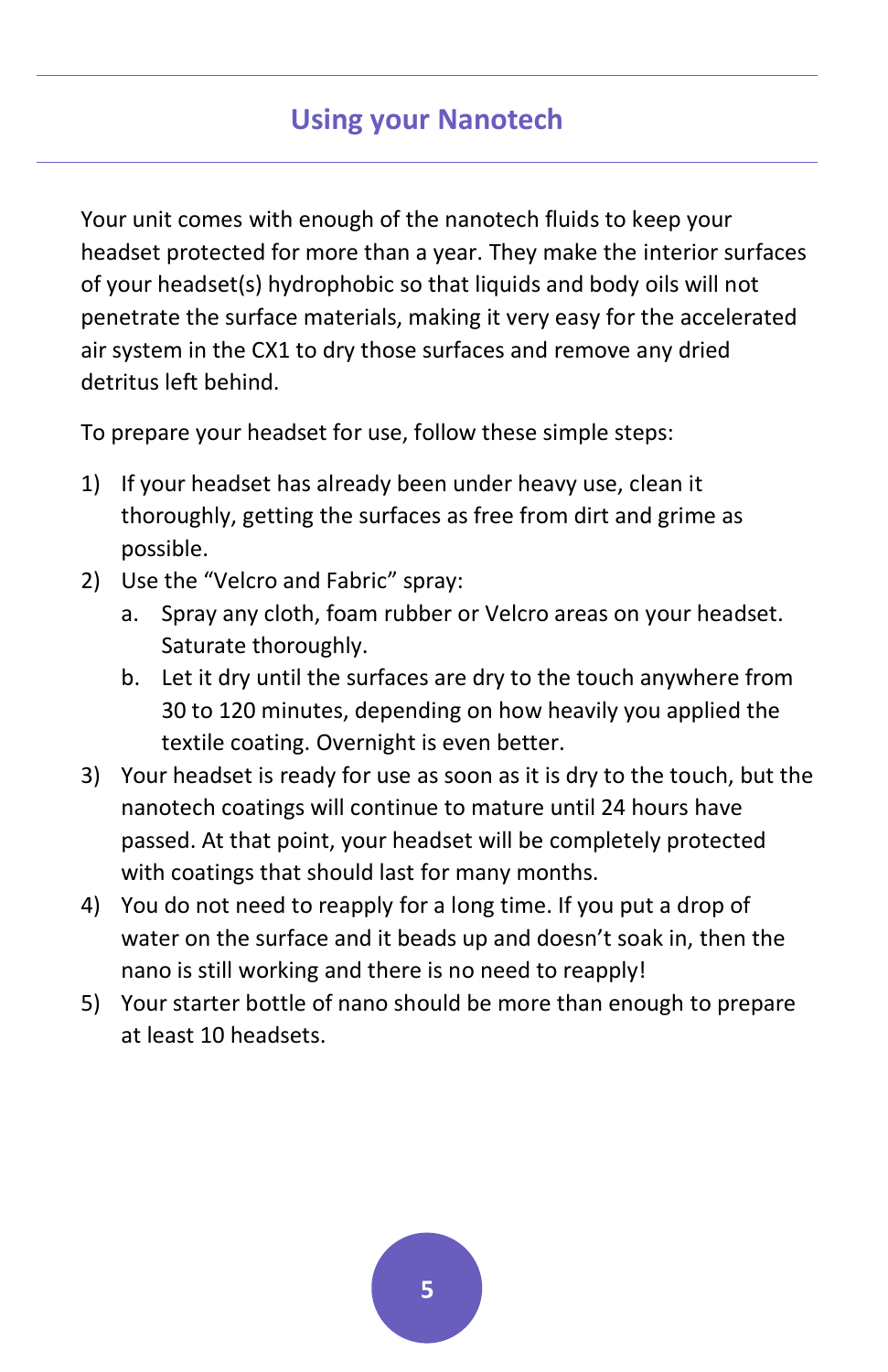## Using your Nanotech

Your unit comes with enough of the nanotech fluids to keep your headset protected for more than a year. They make the interior surfaces of your headset(s) hydrophobic so that liquids and body oils will not penetrate the surface materials, making it very easy for the accelerated air system in the CX1 to dry those surfaces and remove any dried detritus left behind.

To prepare your headset for use, follow these simple steps:

1) If your headset has already been under heavy use, clean it thoroughly, getting the surfaces as free from dirt and grime as possible.
2) Use the "Velcro and Fabric" spray:
   a. Spray any cloth, foam rubber or Velcro areas on your headset. Saturate thoroughly.
   b. Let it dry until the surfaces are dry to the touch anywhere from 30 to 120 minutes, depending on how heavily you applied the textile coating. Overnight is even better.
3) Your headset is ready for use as soon as it is dry to the touch, but the nanotech coatings will continue to mature until 24 hours have passed. At that point, your headset will be completely protected with coatings that should last for many months.
4) You do not need to reapply for a long time. If you put a drop of water on the surface and it beads up and doesn't soak in, then the nano is still working and there is no need to reapply!
5) Your starter bottle of nano should be more than enough to prepare at least 10 headsets.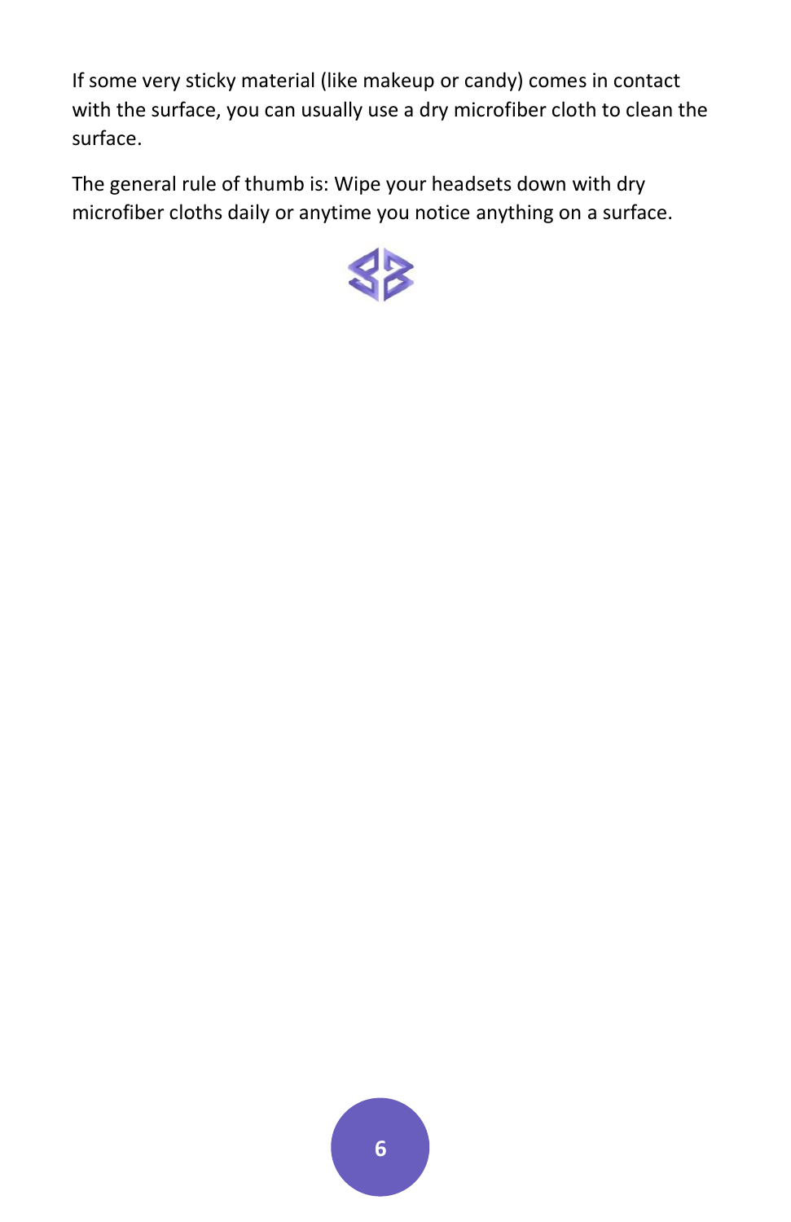If some very sticky material (like makeup or candy) comes in contact with the surface, you can usually use a dry microfiber cloth to clean the surface.

The general rule of thumb is: Wipe your headsets down with dry microfiber cloths daily or anytime you notice anything on a surface.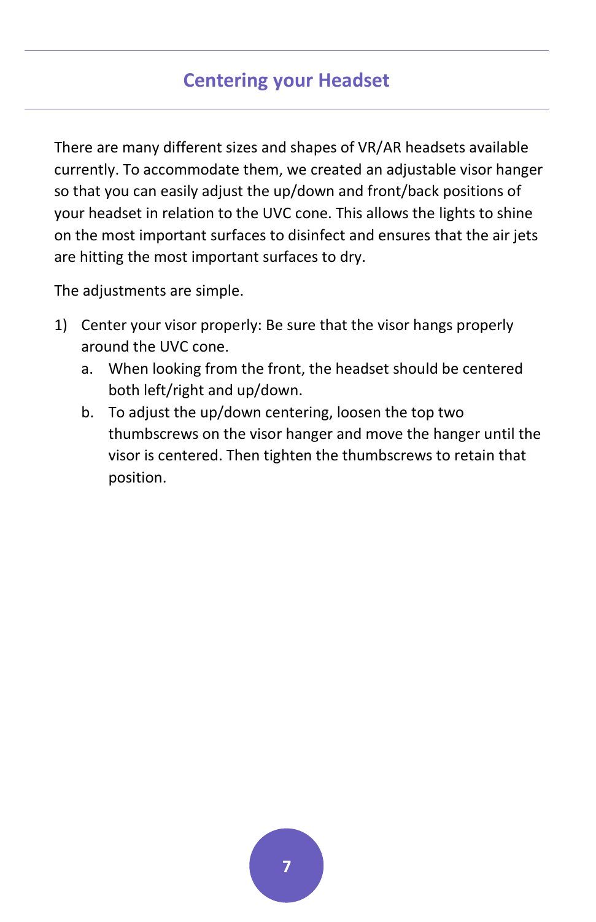## Centering your Headset

There are many different sizes and shapes of VR/AR headsets available currently. To accommodate them, we created an adjustable visor hanger so that you can easily adjust the up/down and front/back positions of your headset in relation to the UVC cone. This allows the lights to shine on the most important surfaces to disinfect and ensures that the air jets are hitting the most important surfaces to dry.

The adjustments are simple.

1) Center your visor properly: Be sure that the visor hangs properly around the UVC cone.
   a. When looking from the front, the headset should be centered both left/right and up/down.
   b. To adjust the up/down centering, loosen the top two thumbscrews on the visor hanger and move the hanger until the visor is centered. Then tighten the thumbscrews to retain that position.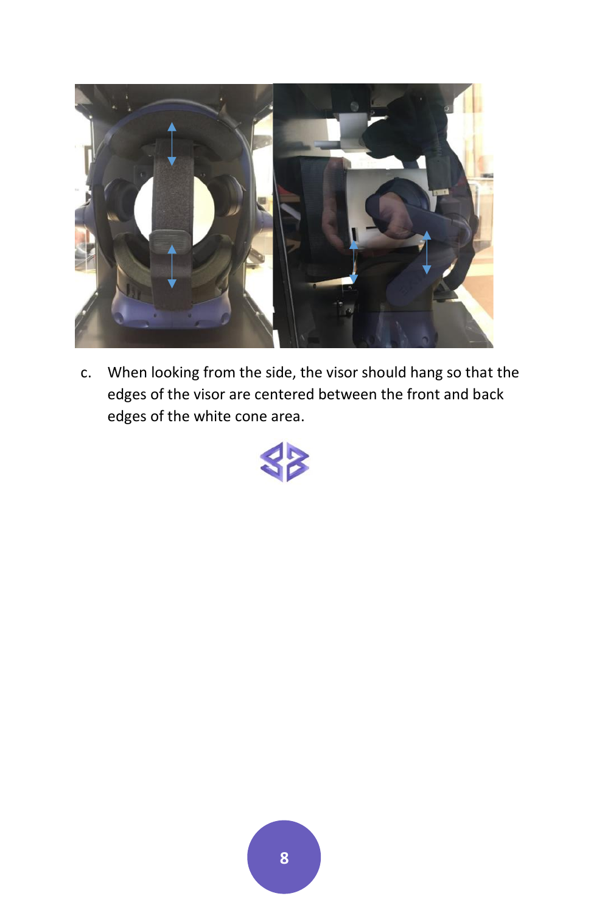c. When looking from the side, the visor should hang so that the edges of the visor are centered between the front and back edges of the white cone area.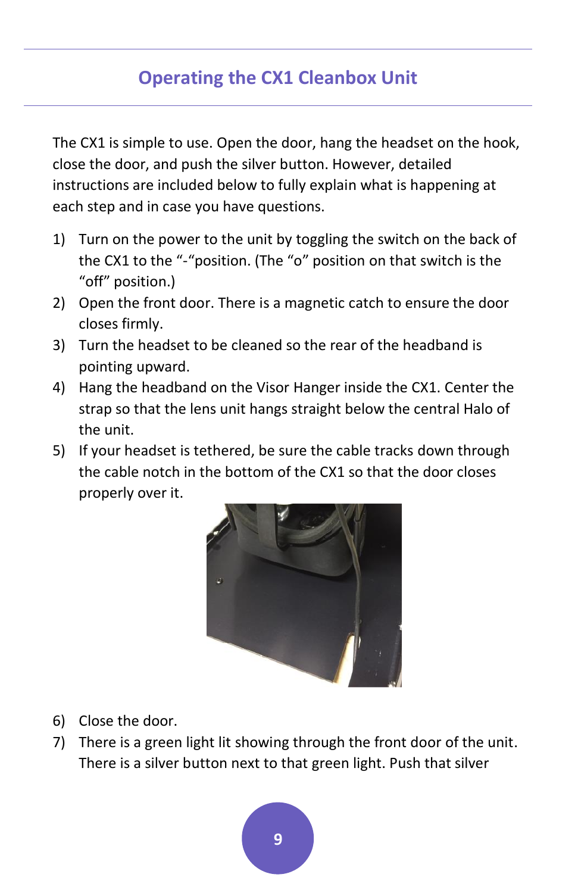## Operating the CX1 Cleanbox Unit

The CX1 is simple to use. Open the door, hang the headset on the hook, close the door, and push the silver button. However, detailed instructions are included below to fully explain what is happening at each step and in case you have questions.

1) Turn on the power to the unit by toggling the switch on the back of the CX1 to the "-"position. (The "o" position on that switch is the "off" position.)
2) Open the front door. There is a magnetic catch to ensure the door closes firmly.
3) Turn the headset to be cleaned so the rear of the headband is pointing upward.
4) Hang the headband on the Visor Hanger inside the CX1. Center the strap so that the lens unit hangs straight below the central Halo of the unit.
5) If your headset is tethered, be sure the cable tracks down through the cable notch in the bottom of the CX1 so that the door closes properly over it.
6) Close the door.
7) There is a green light lit showing through the front door of the unit. There is a silver button next to that green light. Push that silver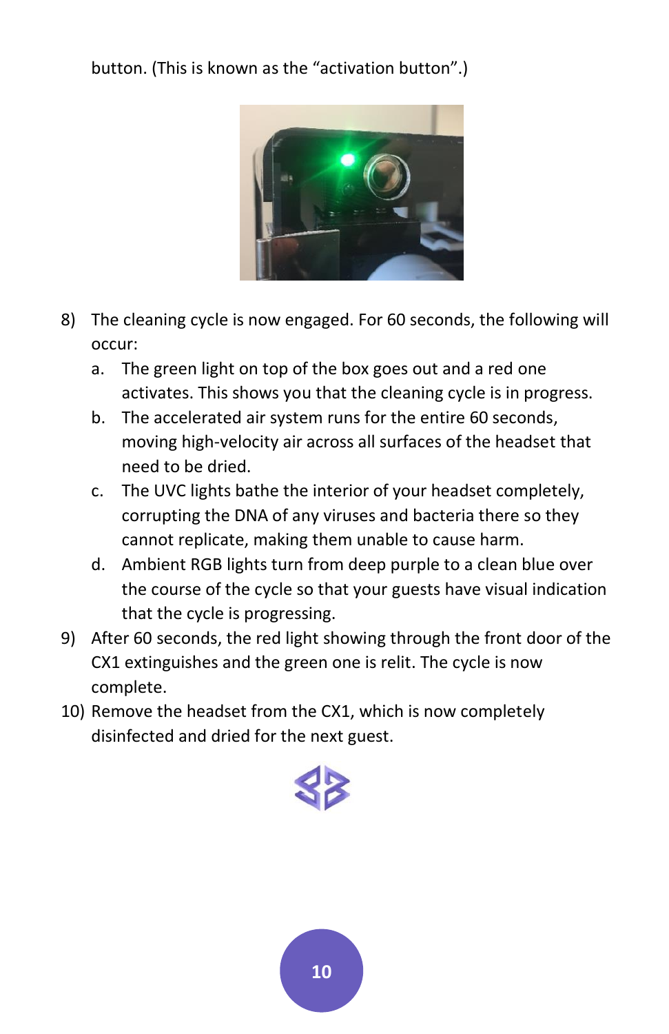button. (This is known as the "activation button".)

8) The cleaning cycle is now engaged. For 60 seconds, the following will occur:
   a. The green light on top of the box goes out and a red one activates. This shows you that the cleaning cycle is in progress.
   b. The accelerated air system runs for the entire 60 seconds, moving high-velocity air across all surfaces of the headset that need to be dried.
   c. The UVC lights bathe the interior of your headset completely, corrupting the DNA of any viruses and bacteria there so they cannot replicate, making them unable to cause harm.
   d. Ambient RGB lights turn from deep purple to a clean blue over the course of the cycle so that your guests have visual indication that the cycle is progressing.
9) After 60 seconds, the red light showing through the front door of the CX1 extinguishes and the green one is relit. The cycle is now complete.
10) Remove the headset from the CX1, which is now completely disinfected and dried for the next guest.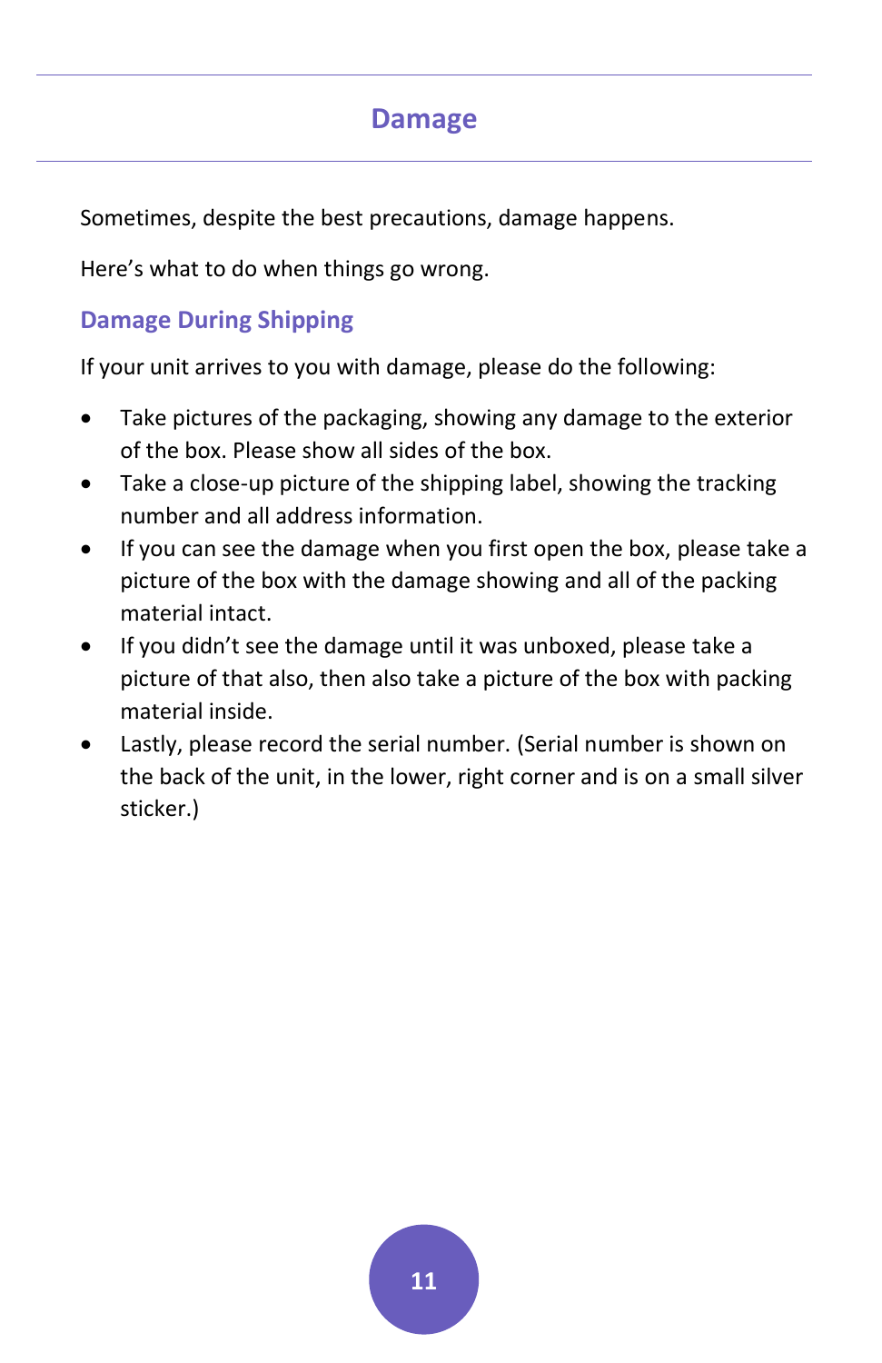# Damage

Sometimes, despite the best precautions, damage happens.

Here's what to do when things go wrong.

## Damage During Shipping

If your unit arrives to you with damage, please do the following:

- Take pictures of the packaging, showing any damage to the exterior of the box. Please show all sides of the box.
- Take a close-up picture of the shipping label, showing the tracking number and all address information.
- If you can see the damage when you first open the box, please take a picture of the box with the damage showing and all of the packing material intact.
- If you didn't see the damage until it was unboxed, please take a picture of that also, then also take a picture of the box with packing material inside.
- Lastly, please record the serial number. (Serial number is shown on the back of the unit, in the lower, right corner and is on a small silver sticker.)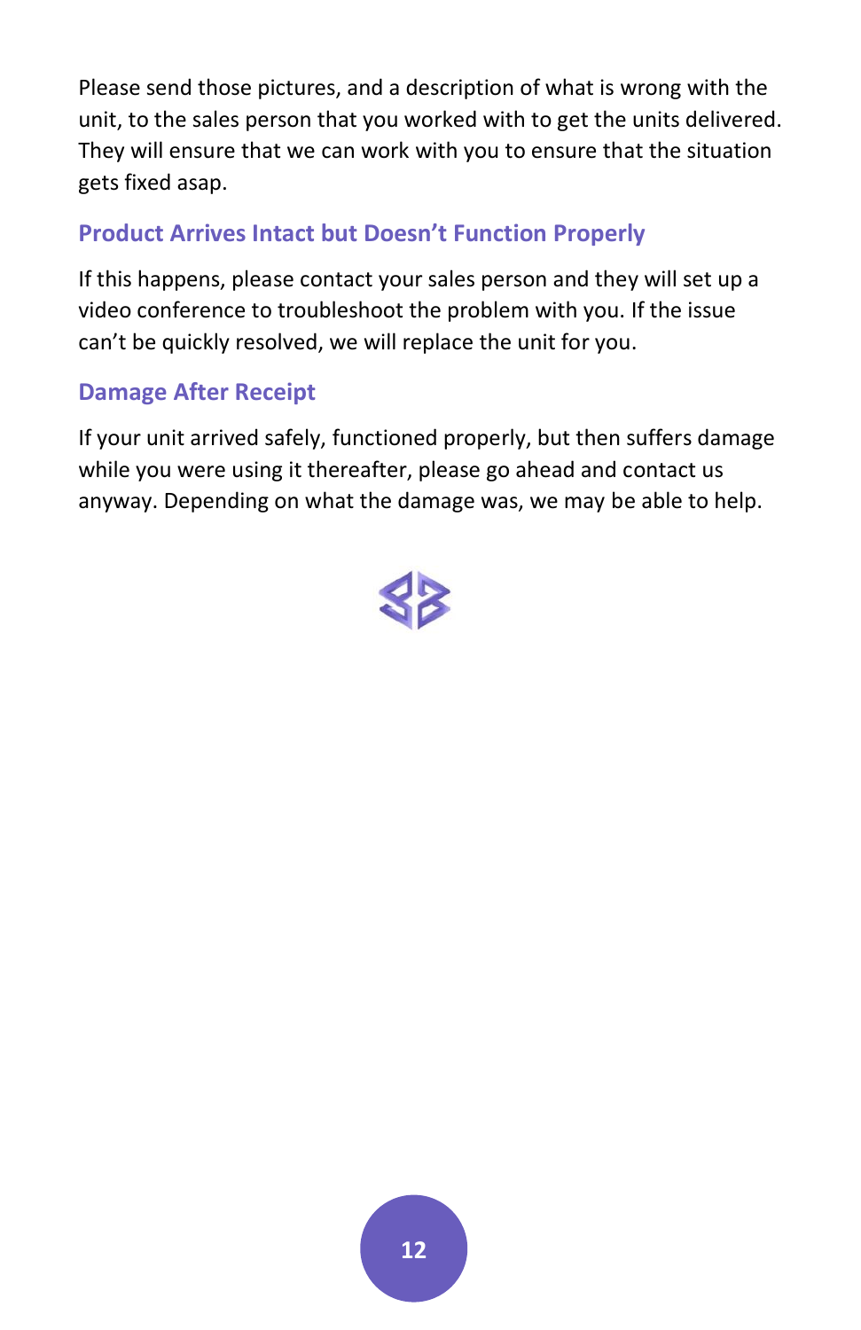Please send those pictures, and a description of what is wrong with the unit, to the sales person that you worked with to get the units delivered. They will ensure that we can work with you to ensure that the situation gets fixed asap.

### Product Arrives Intact but Doesn't Function Properly

If this happens, please contact your sales person and they will set up a video conference to troubleshoot the problem with you. If the issue can't be quickly resolved, we will replace the unit for you.

### Damage After Receipt

If your unit arrived safely, functioned properly, but then suffers damage while you were using it thereafter, please go ahead and contact us anyway. Depending on what the damage was, we may be able to help.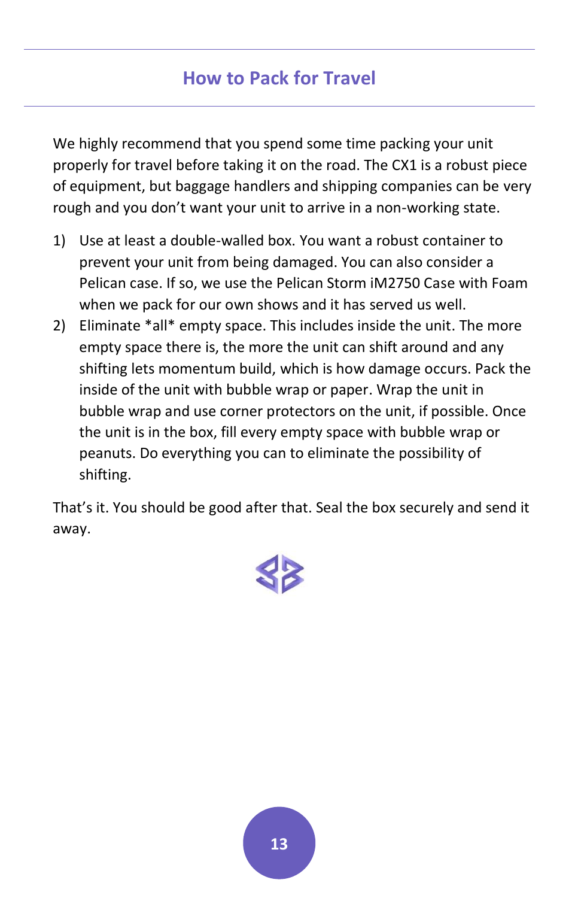# How to Pack for Travel

We highly recommend that you spend some time packing your unit properly for travel before taking it on the road. The CX1 is a robust piece of equipment, but baggage handlers and shipping companies can be very rough and you don't want your unit to arrive in a non-working state.

1) Use at least a double-walled box. You want a robust container to prevent your unit from being damaged. You can also consider a Pelican case. If so, we use the Pelican Storm iM2750 Case with Foam when we pack for our own shows and it has served us well.
2) Eliminate *all* empty space. This includes inside the unit. The more empty space there is, the more the unit can shift around and any shifting lets momentum build, which is how damage occurs. Pack the inside of the unit with bubble wrap or paper. Wrap the unit in bubble wrap and use corner protectors on the unit, if possible. Once the unit is in the box, fill every empty space with bubble wrap or peanuts. Do everything you can to eliminate the possibility of shifting.

That's it. You should be good after that. Seal the box securely and send it away.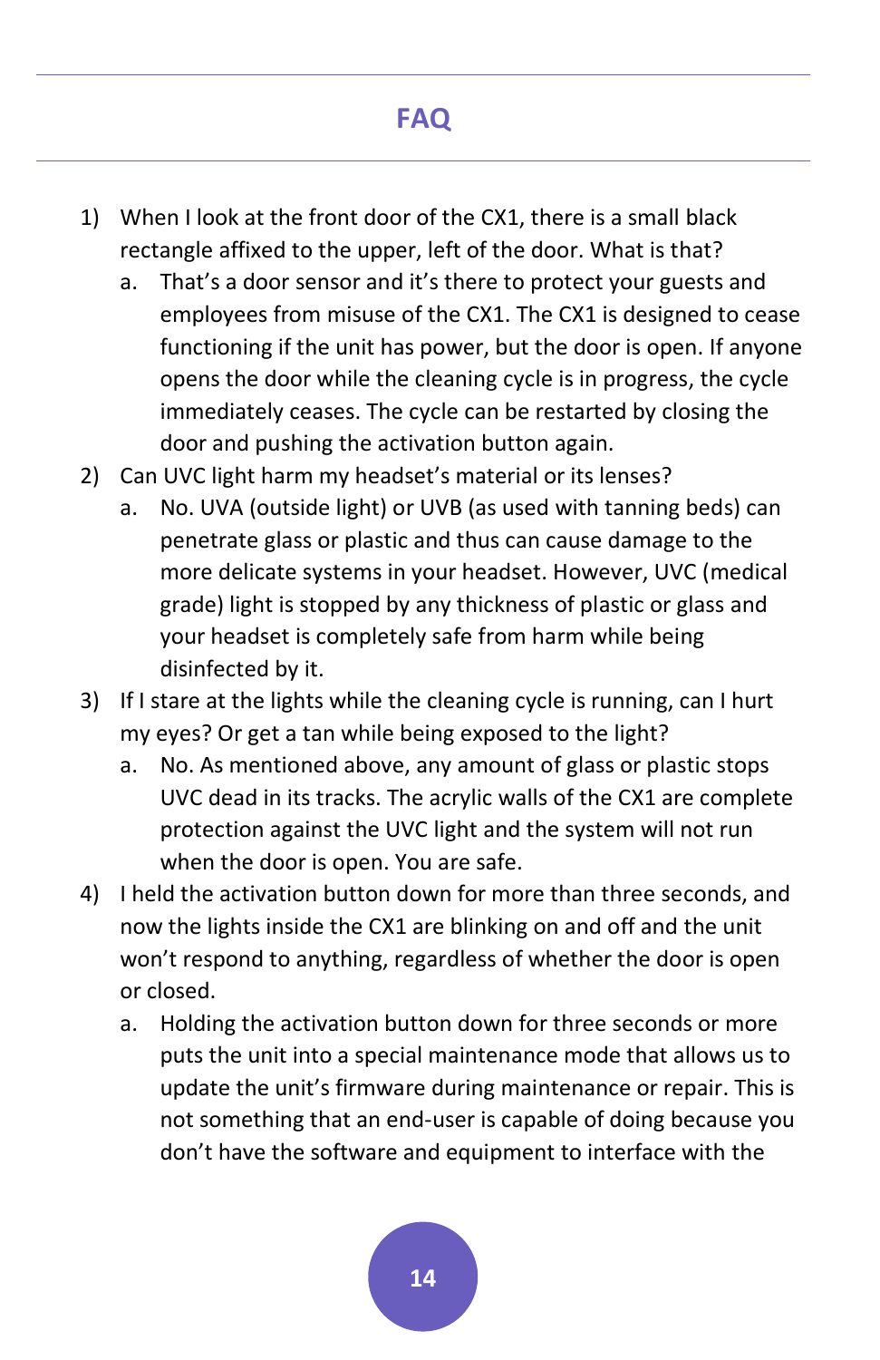# FAQ

1) When I look at the front door of the CX1, there is a small black rectangle affixed to the upper, left of the door. What is that?
    a. That's a door sensor and it's there to protect your guests and employees from misuse of the CX1. The CX1 is designed to cease functioning if the unit has power, but the door is open. If anyone opens the door while the cleaning cycle is in progress, the cycle immediately ceases. The cycle can be restarted by closing the door and pushing the activation button again.
2) Can UVC light harm my headset's material or its lenses?
    a. No. UVA (outside light) or UVB (as used with tanning beds) can penetrate glass or plastic and thus can cause damage to the more delicate systems in your headset. However, UVC (medical grade) light is stopped by any thickness of plastic or glass and your headset is completely safe from harm while being disinfected by it.
3) If I stare at the lights while the cleaning cycle is running, can I hurt my eyes? Or get a tan while being exposed to the light?
    a. No. As mentioned above, any amount of glass or plastic stops UVC dead in its tracks. The acrylic walls of the CX1 are complete protection against the UVC light and the system will not run when the door is open. You are safe.
4) I held the activation button down for more than three seconds, and now the lights inside the CX1 are blinking on and off and the unit won't respond to anything, regardless of whether the door is open or closed.
    a. Holding the activation button down for three seconds or more puts the unit into a special maintenance mode that allows us to update the unit's firmware during maintenance or repair. This is not something that an end-user is capable of doing because you don't have the software and equipment to interface with the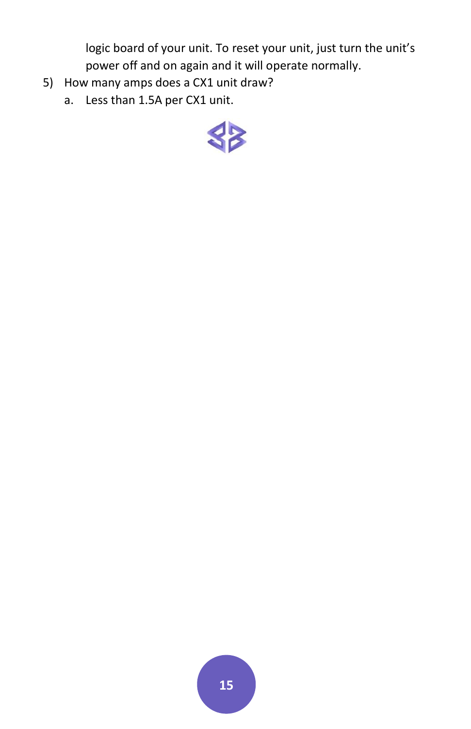logic board of your unit. To reset your unit, just turn the unit's power off and on again and it will operate normally.

5) How many amps does a CX1 unit draw?
    a. Less than 1.5A per CX1 unit.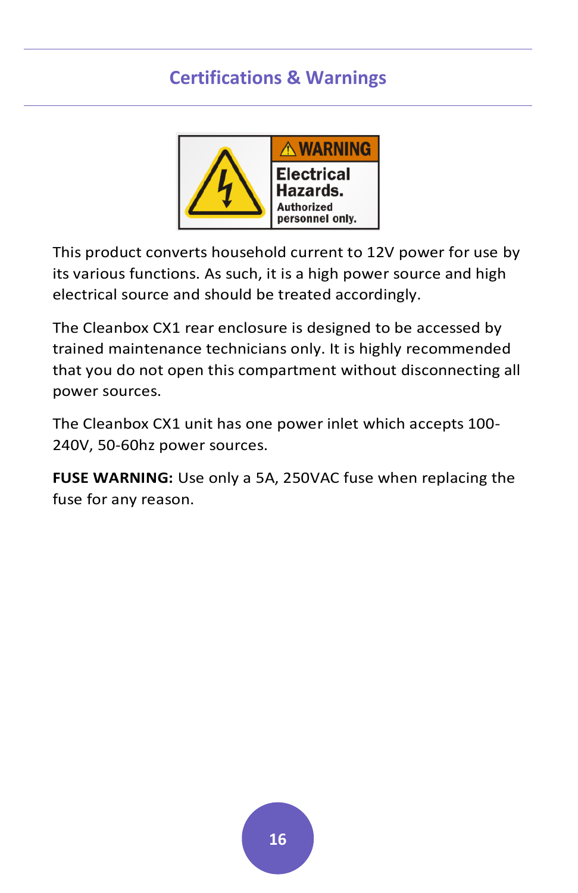## Certifications & Warnings

⚠ WARNING

Electrical Hazards.

Authorized personnel only.

This product converts household current to 12V power for use by its various functions. As such, it is a high power source and high electrical source and should be treated accordingly.

The Cleanbox CX1 rear enclosure is designed to be accessed by trained maintenance technicians only. It is highly recommended that you do not open this compartment without disconnecting all power sources.

The Cleanbox CX1 unit has one power inlet which accepts 100-240V, 50-60hz power sources.

**FUSE WARNING:** Use only a 5A, 250VAC fuse when replacing the fuse for any reason.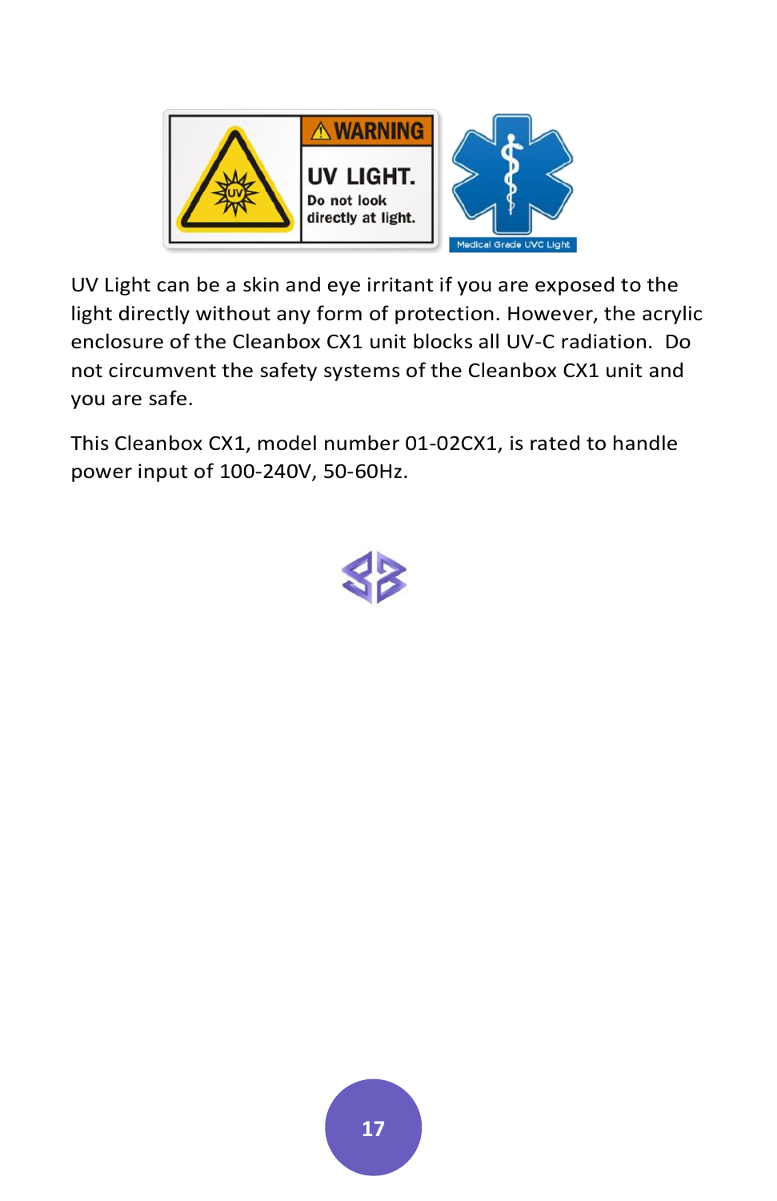UV Light can be a skin and eye irritant if you are exposed to the light directly without any form of protection. However, the acrylic enclosure of the Cleanbox CX1 unit blocks all UV-C radiation. Do not circumvent the safety systems of the Cleanbox CX1 unit and you are safe.

This Cleanbox CX1, model number 01-02CX1, is rated to handle power input of 100-240V, 50-60Hz.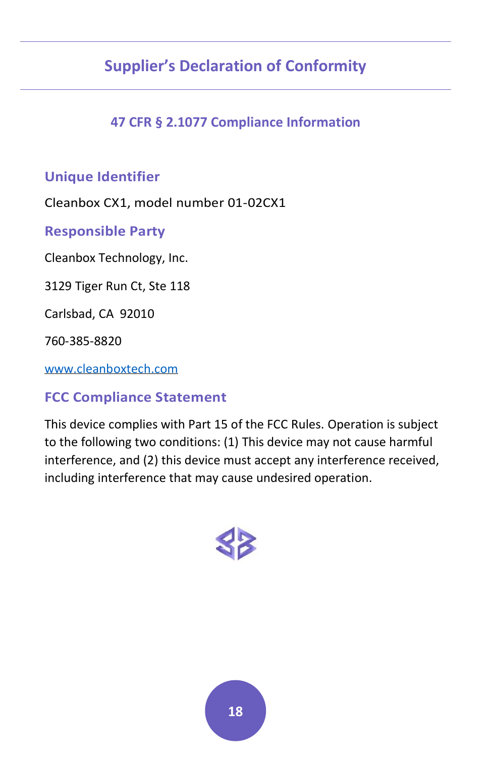# Supplier's Declaration of Conformity

## 47 CFR § 2.1077 Compliance Information

### Unique Identifier

Cleanbox CX1, model number 01-02CX1

### Responsible Party

Cleanbox Technology, Inc.

3129 Tiger Run Ct, Ste 118

Carlsbad, CA 92010

760-385-8820

www.cleanboxtech.com

### FCC Compliance Statement

This device complies with Part 15 of the FCC Rules. Operation is subject to the following two conditions: (1) This device may not cause harmful interference, and (2) this device must accept any interference received, including interference that may cause undesired operation.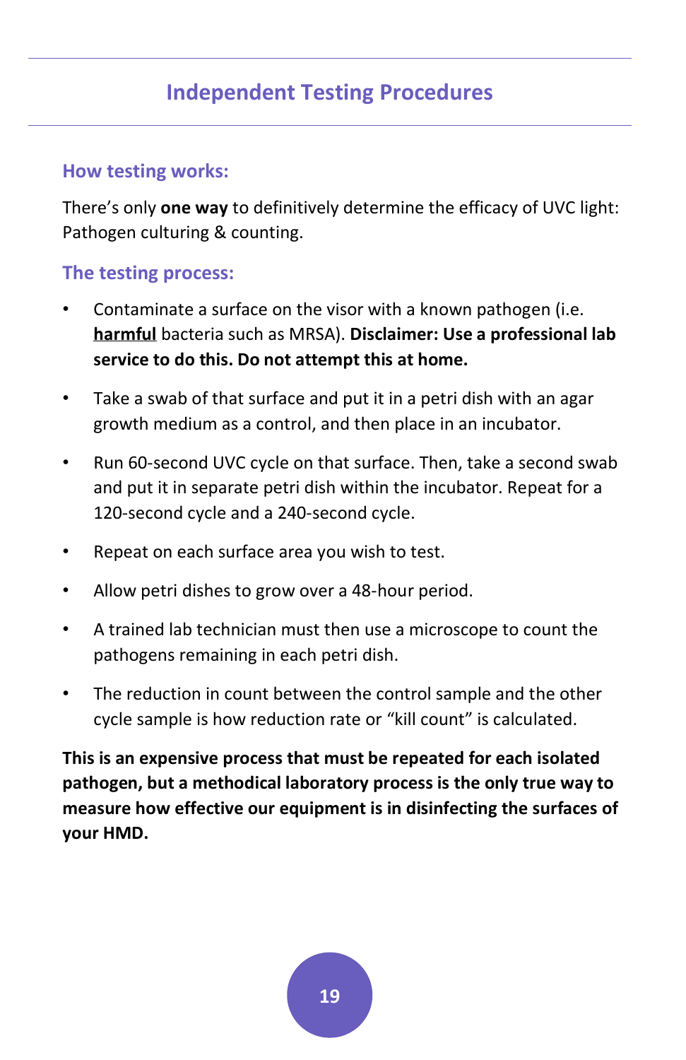## Independent Testing Procedures

### How testing works:

There's only **one way** to definitively determine the efficacy of UVC light: Pathogen culturing & counting.

### The testing process:

- Contaminate a surface on the visor with a known pathogen (i.e. **harmful** bacteria such as MRSA). **Disclaimer: Use a professional lab service to do this. Do not attempt this at home.**
- Take a swab of that surface and put it in a petri dish with an agar growth medium as a control, and then place in an incubator.
- Run 60-second UVC cycle on that surface. Then, take a second swab and put it in separate petri dish within the incubator. Repeat for a 120-second cycle and a 240-second cycle.
- Repeat on each surface area you wish to test.
- Allow petri dishes to grow over a 48-hour period.
- A trained lab technician must then use a microscope to count the pathogens remaining in each petri dish.
- The reduction in count between the control sample and the other cycle sample is how reduction rate or "kill count" is calculated.

**This is an expensive process that must be repeated for each isolated pathogen, but a methodical laboratory process is the only true way to measure how effective our equipment is in disinfecting the surfaces of your HMD.**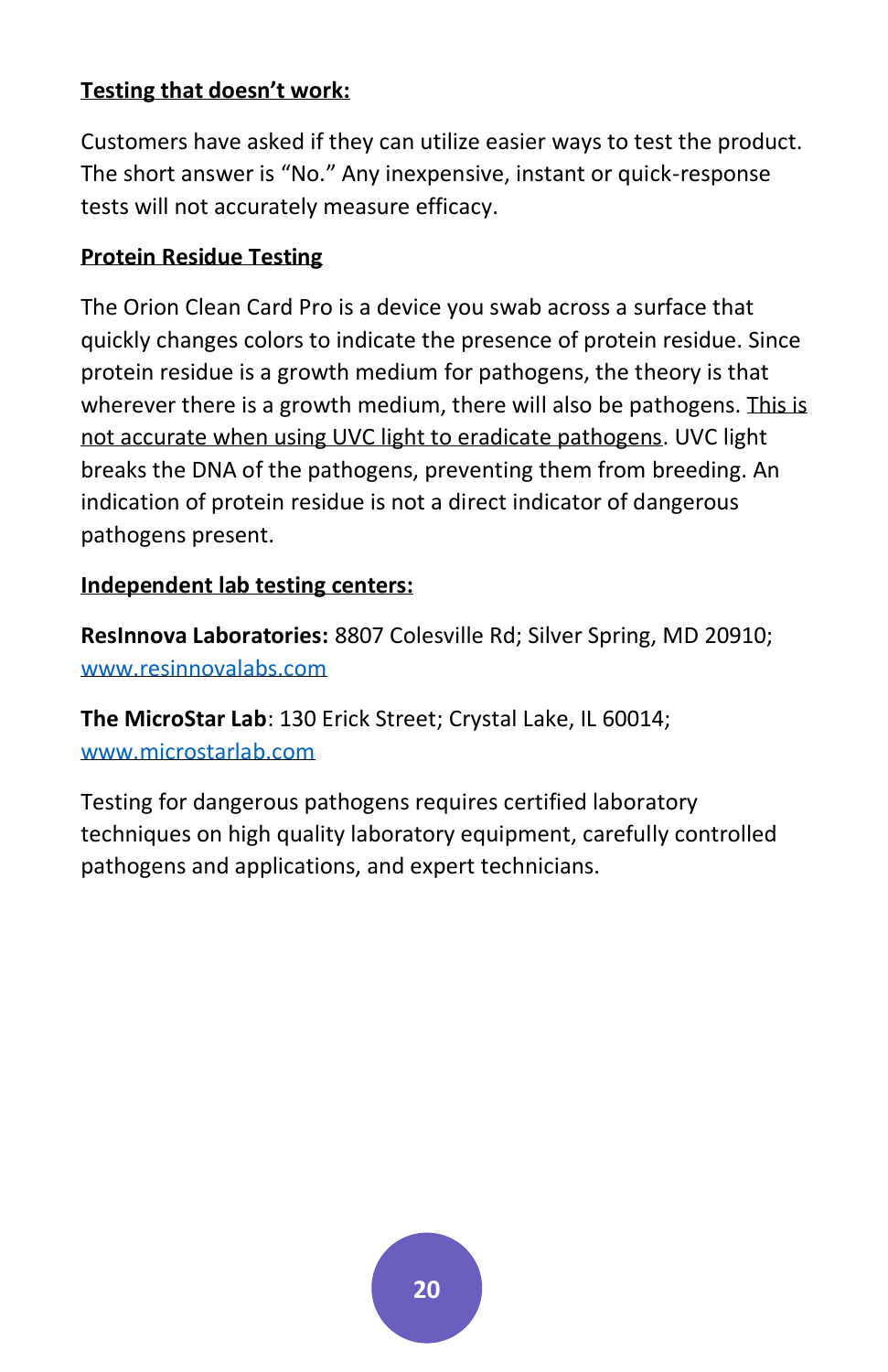**<u>Testing that doesn't work:</u>**

Customers have asked if they can utilize easier ways to test the product. The short answer is "No." Any inexpensive, instant or quick-response tests will not accurately measure efficacy.

**<u>Protein Residue Testing</u>**

The Orion Clean Card Pro is a device you swab across a surface that quickly changes colors to indicate the presence of protein residue. Since protein residue is a growth medium for pathogens, the theory is that wherever there is a growth medium, there will also be pathogens. <u>This is not accurate when using UVC light to eradicate pathogens</u>. UVC light breaks the DNA of the pathogens, preventing them from breeding. An indication of protein residue is not a direct indicator of dangerous pathogens present.

**<u>Independent lab testing centers:</u>**

**ResInnova Laboratories:** 8807 Colesville Rd; Silver Spring, MD 20910; [www.resinnovalabs.com](http://www.resinnovalabs.com)

**The MicroStar Lab**: 130 Erick Street; Crystal Lake, IL 60014; [www.microstarlab.com](http://www.microstarlab.com)

Testing for dangerous pathogens requires certified laboratory techniques on high quality laboratory equipment, carefully controlled pathogens and applications, and expert technicians.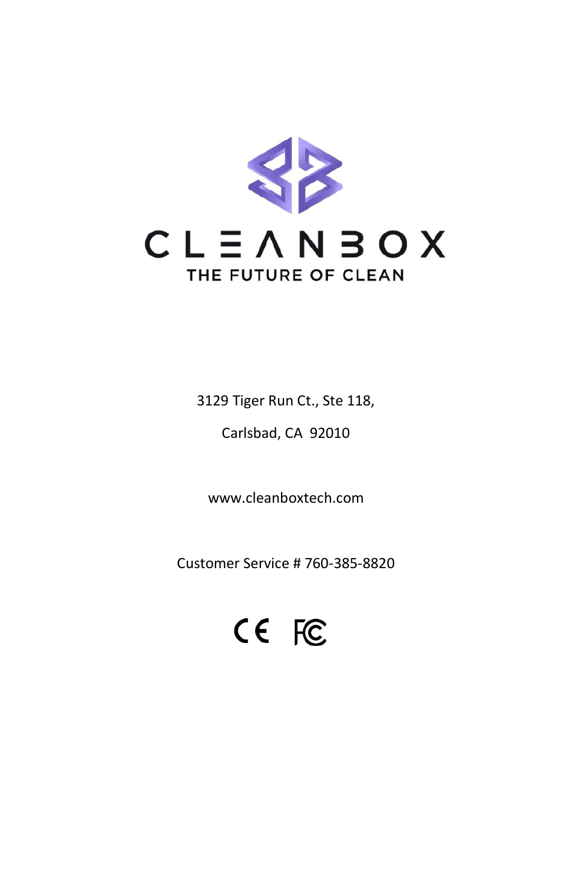# CLEANBOX

THE FUTURE OF CLEAN

3129 Tiger Run Ct., Ste 118,

Carlsbad, CA 92010

www.cleanboxtech.com

Customer Service # 760-385-8820

CE FC